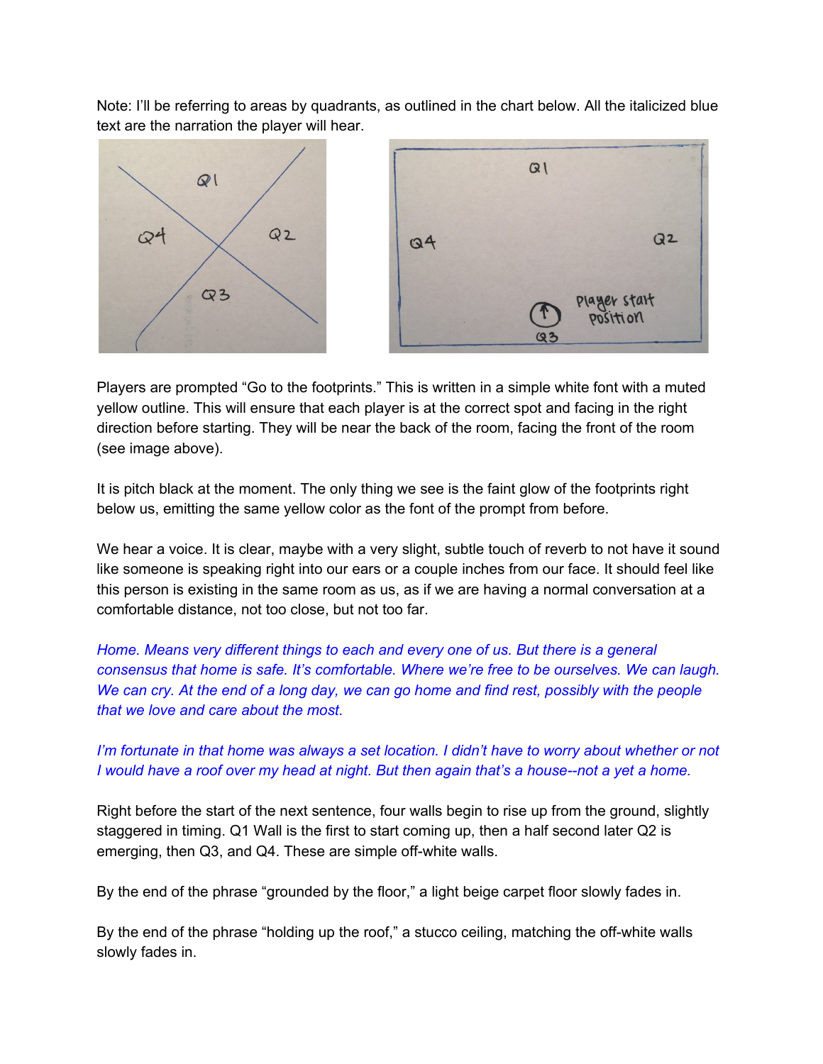Note: I'll be referring to areas by quadrants, as outlined in the chart below. All the italicized blue text are the narration the player will hear.

Players are prompted "Go to the footprints." This is written in a simple white font with a muted yellow outline. This will ensure that each player is at the correct spot and facing in the right direction before starting. They will be near the back of the room, facing the front of the room (see image above).

It is pitch black at the moment. The only thing we see is the faint glow of the footprints right below us, emitting the same yellow color as the font of the prompt from before.

We hear a voice. It is clear, maybe with a very slight, subtle touch of reverb to not have it sound like someone is speaking right into our ears or a couple inches from our face. It should feel like this person is existing in the same room as us, as if we are having a normal conversation at a comfortable distance, not too close, but not too far.

*Home. Means very different things to each and every one of us. But there is a general consensus that home is safe. It's comfortable. Where we're free to be ourselves. We can laugh. We can cry. At the end of a long day, we can go home and find rest, possibly with the people that we love and care about the most.*

*I'm fortunate in that home was always a set location. I didn't have to worry about whether or not I would have a roof over my head at night. But then again that's a house--not a yet a home.*

Right before the start of the next sentence, four walls begin to rise up from the ground, slightly staggered in timing. Q1 Wall is the first to start coming up, then a half second later Q2 is emerging, then Q3, and Q4. These are simple off-white walls.

By the end of the phrase "grounded by the floor," a light beige carpet floor slowly fades in.

By the end of the phrase "holding up the roof," a stucco ceiling, matching the off-white walls slowly fades in.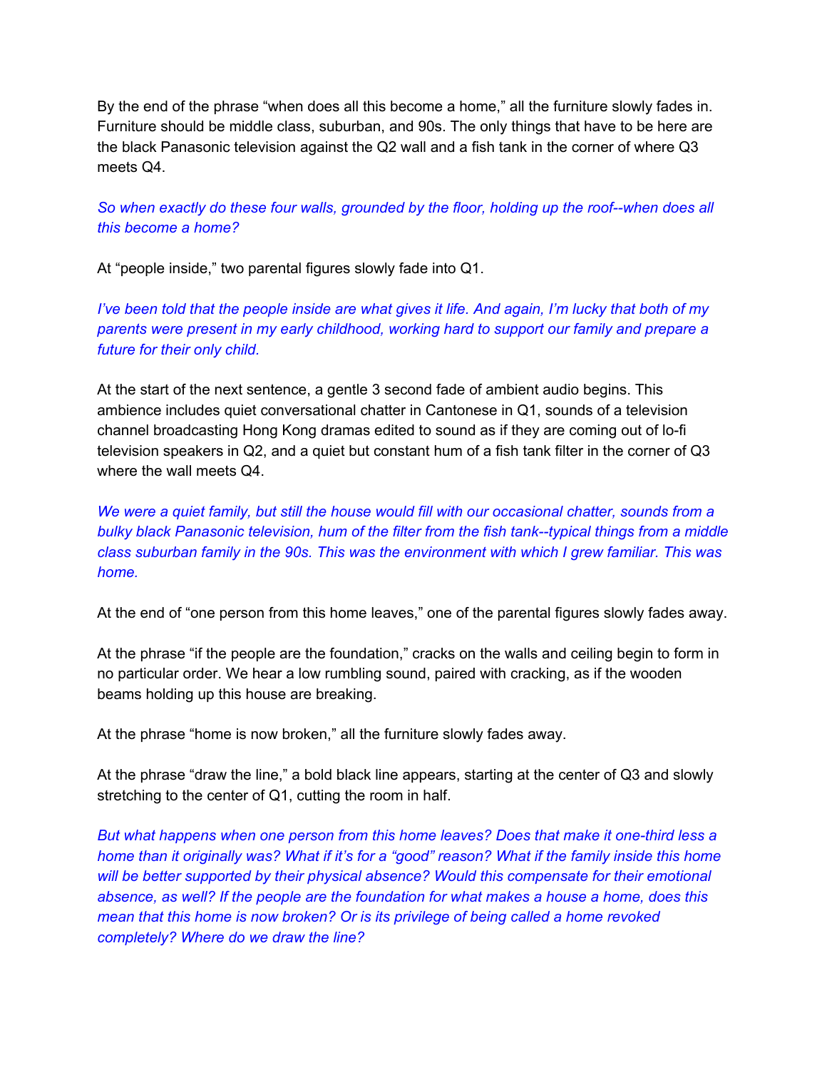By the end of the phrase "when does all this become a home," all the furniture slowly fades in. Furniture should be middle class, suburban, and 90s. The only things that have to be here are the black Panasonic television against the Q2 wall and a fish tank in the corner of where Q3 meets Q4.

*So when exactly do these four walls, grounded by the floor, holding up the roof--when does all this become a home?*

At "people inside," two parental figures slowly fade into Q1.

*I've been told that the people inside are what gives it life. And again, I'm lucky that both of my parents were present in my early childhood, working hard to support our family and prepare a future for their only child.*

At the start of the next sentence, a gentle 3 second fade of ambient audio begins. This ambience includes quiet conversational chatter in Cantonese in Q1, sounds of a television channel broadcasting Hong Kong dramas edited to sound as if they are coming out of lo-fi television speakers in Q2, and a quiet but constant hum of a fish tank filter in the corner of Q3 where the wall meets Q4.

*We were a quiet family, but still the house would fill with our occasional chatter, sounds from a bulky black Panasonic television, hum of the filter from the fish tank--typical things from a middle class suburban family in the 90s. This was the environment with which I grew familiar. This was home.*

At the end of "one person from this home leaves," one of the parental figures slowly fades away.

At the phrase "if the people are the foundation," cracks on the walls and ceiling begin to form in no particular order. We hear a low rumbling sound, paired with cracking, as if the wooden beams holding up this house are breaking.

At the phrase "home is now broken," all the furniture slowly fades away.

At the phrase "draw the line," a bold black line appears, starting at the center of Q3 and slowly stretching to the center of Q1, cutting the room in half.

*But what happens when one person from this home leaves? Does that make it one-third less a home than it originally was? What if it's for a "good" reason? What if the family inside this home will be better supported by their physical absence? Would this compensate for their emotional absence, as well? If the people are the foundation for what makes a house a home, does this mean that this home is now broken? Or is its privilege of being called a home revoked completely? Where do we draw the line?*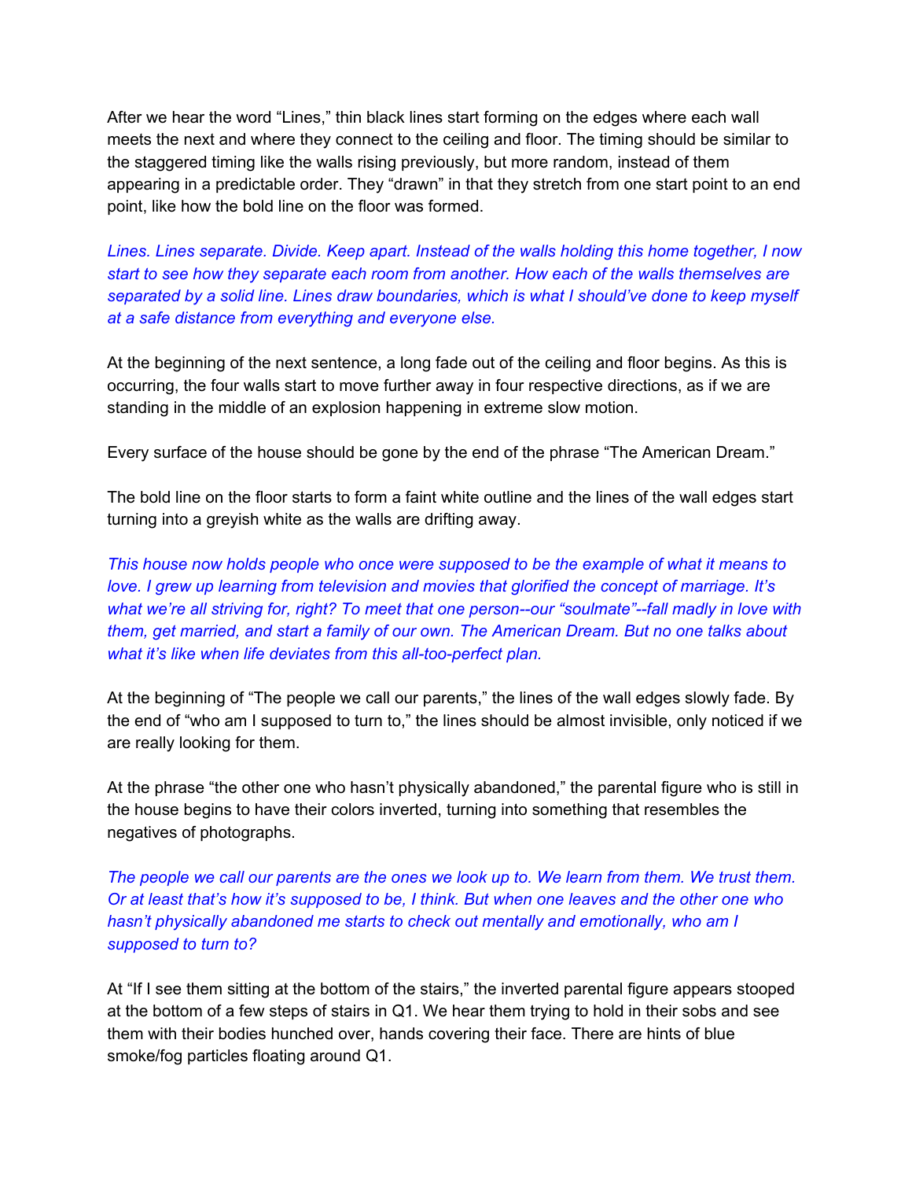After we hear the word "Lines," thin black lines start forming on the edges where each wall meets the next and where they connect to the ceiling and floor. The timing should be similar to the staggered timing like the walls rising previously, but more random, instead of them appearing in a predictable order. They "drawn" in that they stretch from one start point to an end point, like how the bold line on the floor was formed.

*Lines. Lines separate. Divide. Keep apart. Instead of the walls holding this home together, I now start to see how they separate each room from another. How each of the walls themselves are separated by a solid line. Lines draw boundaries, which is what I should've done to keep myself at a safe distance from everything and everyone else.*

At the beginning of the next sentence, a long fade out of the ceiling and floor begins. As this is occurring, the four walls start to move further away in four respective directions, as if we are standing in the middle of an explosion happening in extreme slow motion.

Every surface of the house should be gone by the end of the phrase "The American Dream."

The bold line on the floor starts to form a faint white outline and the lines of the wall edges start turning into a greyish white as the walls are drifting away.

*This house now holds people who once were supposed to be the example of what it means to love. I grew up learning from television and movies that glorified the concept of marriage. It's what we're all striving for, right? To meet that one person--our "soulmate"--fall madly in love with them, get married, and start a family of our own. The American Dream. But no one talks about what it's like when life deviates from this all-too-perfect plan.*

At the beginning of "The people we call our parents," the lines of the wall edges slowly fade. By the end of "who am I supposed to turn to," the lines should be almost invisible, only noticed if we are really looking for them.

At the phrase "the other one who hasn't physically abandoned," the parental figure who is still in the house begins to have their colors inverted, turning into something that resembles the negatives of photographs.

*The people we call our parents are the ones we look up to. We learn from them. We trust them. Or at least that's how it's supposed to be, I think. But when one leaves and the other one who hasn't physically abandoned me starts to check out mentally and emotionally, who am I supposed to turn to?*

At "If I see them sitting at the bottom of the stairs," the inverted parental figure appears stooped at the bottom of a few steps of stairs in Q1. We hear them trying to hold in their sobs and see them with their bodies hunched over, hands covering their face. There are hints of blue smoke/fog particles floating around Q1.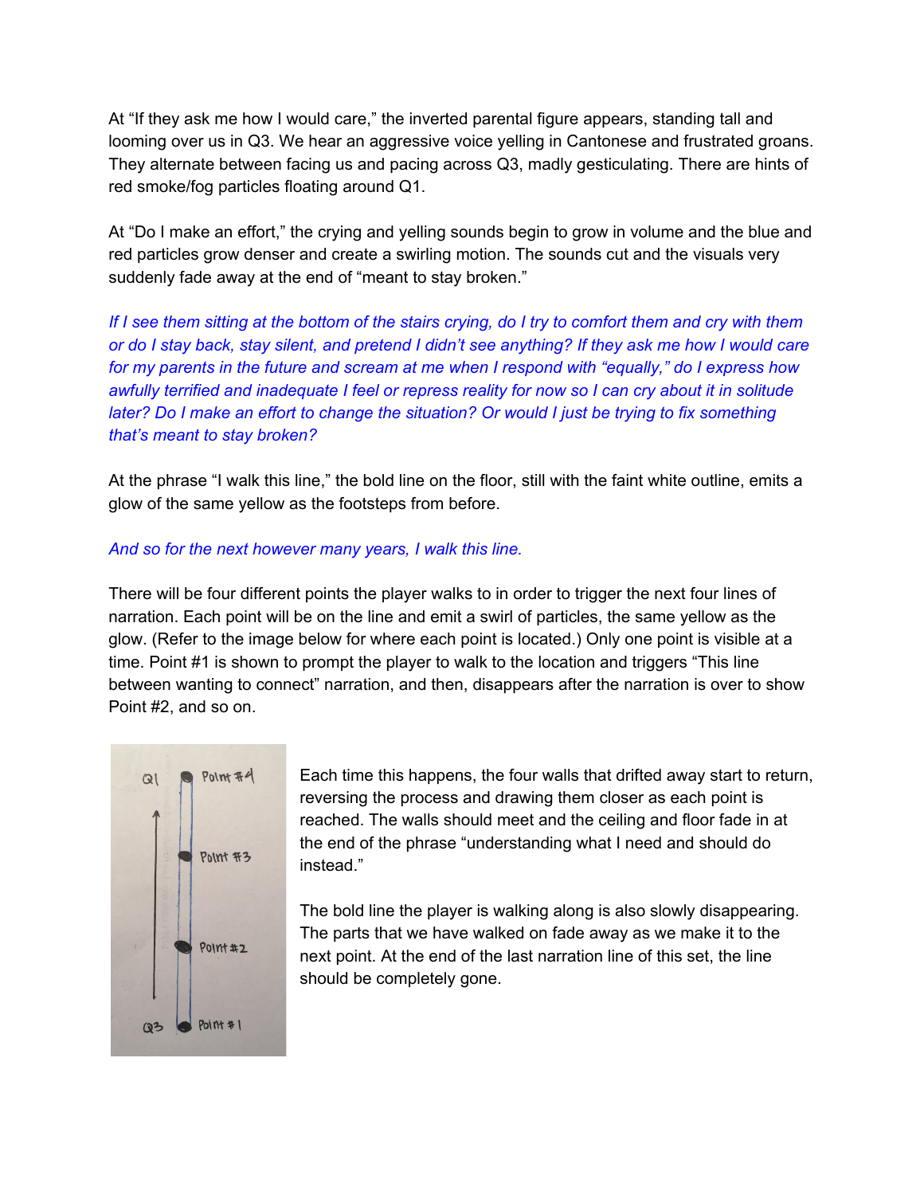At "If they ask me how I would care," the inverted parental figure appears, standing tall and looming over us in Q3. We hear an aggressive voice yelling in Cantonese and frustrated groans. They alternate between facing us and pacing across Q3, madly gesticulating. There are hints of red smoke/fog particles floating around Q1.

At "Do I make an effort," the crying and yelling sounds begin to grow in volume and the blue and red particles grow denser and create a swirling motion. The sounds cut and the visuals very suddenly fade away at the end of "meant to stay broken."

*If I see them sitting at the bottom of the stairs crying, do I try to comfort them and cry with them or do I stay back, stay silent, and pretend I didn't see anything? If they ask me how I would care for my parents in the future and scream at me when I respond with "equally," do I express how awfully terrified and inadequate I feel or repress reality for now so I can cry about it in solitude later? Do I make an effort to change the situation? Or would I just be trying to fix something that's meant to stay broken?*

At the phrase "I walk this line," the bold line on the floor, still with the faint white outline, emits a glow of the same yellow as the footsteps from before.

*And so for the next however many years, I walk this line.*

There will be four different points the player walks to in order to trigger the next four lines of narration. Each point will be on the line and emit a swirl of particles, the same yellow as the glow. (Refer to the image below for where each point is located.) Only one point is visible at a time. Point #1 is shown to prompt the player to walk to the location and triggers "This line between wanting to connect" narration, and then, disappears after the narration is over to show Point #2, and so on.

Each time this happens, the four walls that drifted away start to return, reversing the process and drawing them closer as each point is reached. The walls should meet and the ceiling and floor fade in at the end of the phrase "understanding what I need and should do instead."

The bold line the player is walking along is also slowly disappearing. The parts that we have walked on fade away as we make it to the next point. At the end of the last narration line of this set, the line should be completely gone.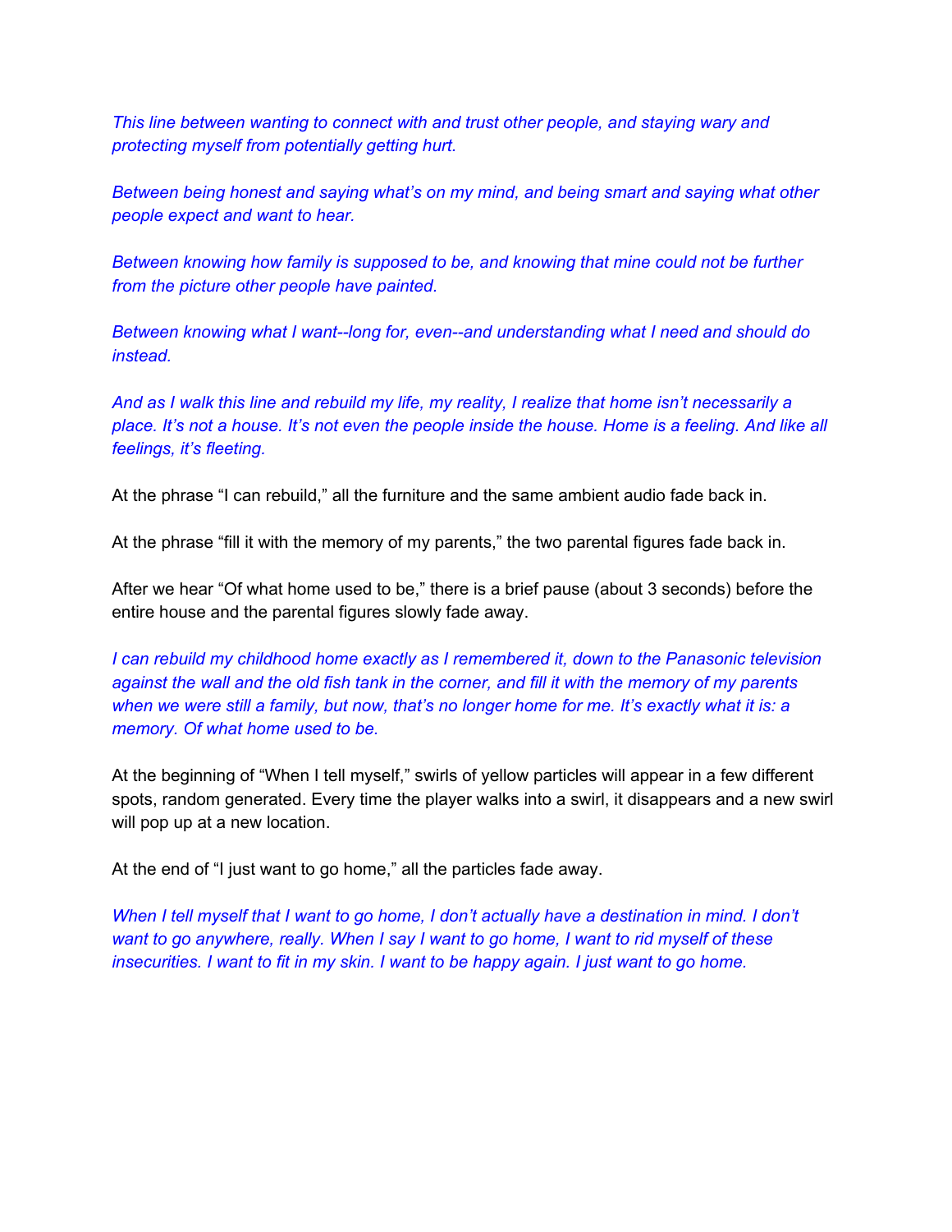*This line between wanting to connect with and trust other people, and staying wary and protecting myself from potentially getting hurt.*

*Between being honest and saying what's on my mind, and being smart and saying what other people expect and want to hear.*

*Between knowing how family is supposed to be, and knowing that mine could not be further from the picture other people have painted.*

*Between knowing what I want--long for, even--and understanding what I need and should do instead.*

*And as I walk this line and rebuild my life, my reality, I realize that home isn't necessarily a place. It's not a house. It's not even the people inside the house. Home is a feeling. And like all feelings, it's fleeting.*

At the phrase "I can rebuild," all the furniture and the same ambient audio fade back in.

At the phrase "fill it with the memory of my parents," the two parental figures fade back in.

After we hear "Of what home used to be," there is a brief pause (about 3 seconds) before the entire house and the parental figures slowly fade away.

*I can rebuild my childhood home exactly as I remembered it, down to the Panasonic television against the wall and the old fish tank in the corner, and fill it with the memory of my parents when we were still a family, but now, that's no longer home for me. It's exactly what it is: a memory. Of what home used to be.*

At the beginning of "When I tell myself," swirls of yellow particles will appear in a few different spots, random generated. Every time the player walks into a swirl, it disappears and a new swirl will pop up at a new location.

At the end of "I just want to go home," all the particles fade away.

*When I tell myself that I want to go home, I don't actually have a destination in mind. I don't want to go anywhere, really. When I say I want to go home, I want to rid myself of these insecurities. I want to fit in my skin. I want to be happy again. I just want to go home.*